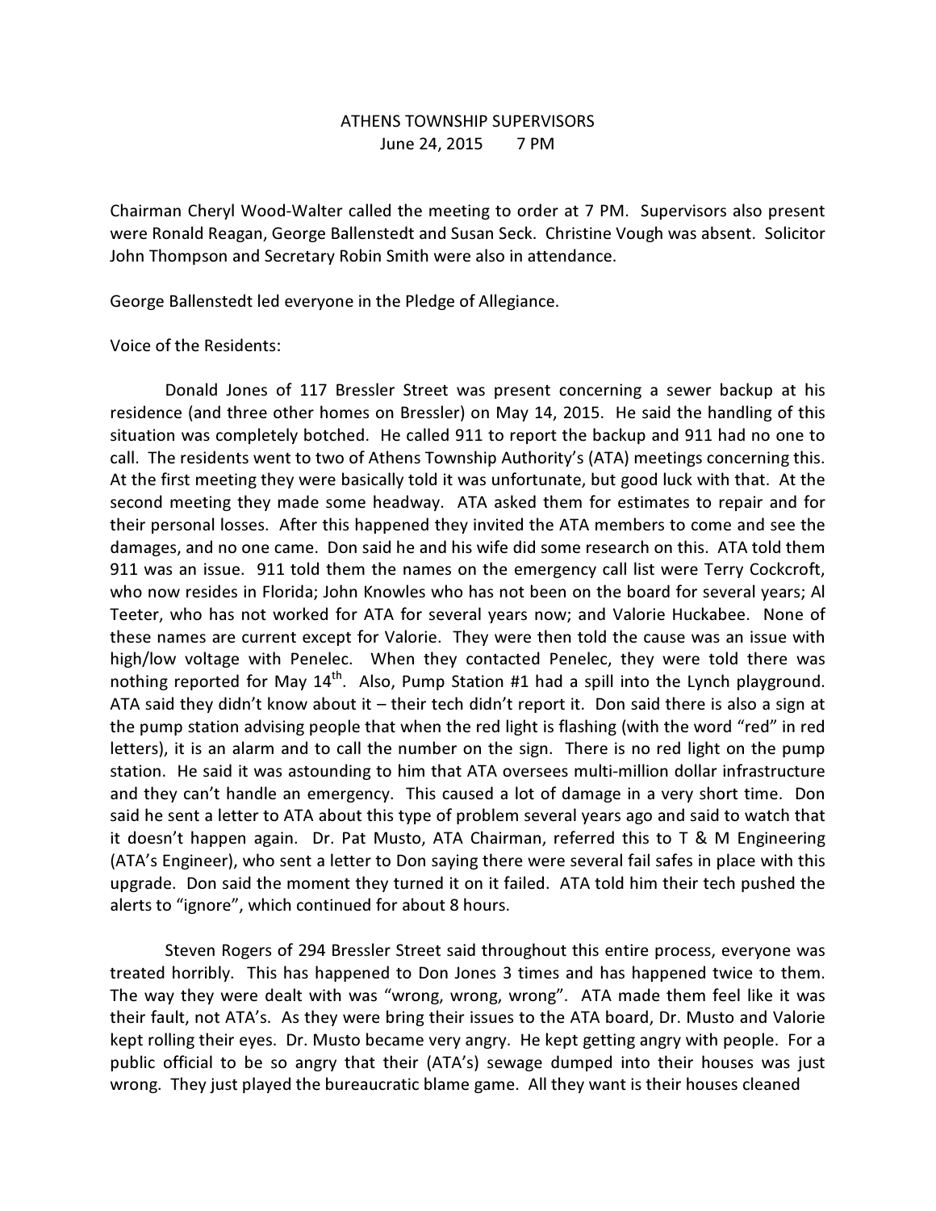# ATHENS TOWNSHIP SUPERVISORS
June 24, 2015 7 PM

Chairman Cheryl Wood-Walter called the meeting to order at 7 PM. Supervisors also present were Ronald Reagan, George Ballenstedt and Susan Seck. Christine Vough was absent. Solicitor John Thompson and Secretary Robin Smith were also in attendance.

George Ballenstedt led everyone in the Pledge of Allegiance.

Voice of the Residents:

Donald Jones of 117 Bressler Street was present concerning a sewer backup at his residence (and three other homes on Bressler) on May 14, 2015. He said the handling of this situation was completely botched. He called 911 to report the backup and 911 had no one to call. The residents went to two of Athens Township Authority's (ATA) meetings concerning this. At the first meeting they were basically told it was unfortunate, but good luck with that. At the second meeting they made some headway. ATA asked them for estimates to repair and for their personal losses. After this happened they invited the ATA members to come and see the damages, and no one came. Don said he and his wife did some research on this. ATA told them 911 was an issue. 911 told them the names on the emergency call list were Terry Cockcroft, who now resides in Florida; John Knowles who has not been on the board for several years; Al Teeter, who has not worked for ATA for several years now; and Valorie Huckabee. None of these names are current except for Valorie. They were then told the cause was an issue with high/low voltage with Penelec. When they contacted Penelec, they were told there was nothing reported for May 14th. Also, Pump Station #1 had a spill into the Lynch playground. ATA said they didn't know about it – their tech didn't report it. Don said there is also a sign at the pump station advising people that when the red light is flashing (with the word "red" in red letters), it is an alarm and to call the number on the sign. There is no red light on the pump station. He said it was astounding to him that ATA oversees multi-million dollar infrastructure and they can't handle an emergency. This caused a lot of damage in a very short time. Don said he sent a letter to ATA about this type of problem several years ago and said to watch that it doesn't happen again. Dr. Pat Musto, ATA Chairman, referred this to T & M Engineering (ATA's Engineer), who sent a letter to Don saying there were several fail safes in place with this upgrade. Don said the moment they turned it on it failed. ATA told him their tech pushed the alerts to "ignore", which continued for about 8 hours.

Steven Rogers of 294 Bressler Street said throughout this entire process, everyone was treated horribly. This has happened to Don Jones 3 times and has happened twice to them. The way they were dealt with was "wrong, wrong, wrong". ATA made them feel like it was their fault, not ATA's. As they were bring their issues to the ATA board, Dr. Musto and Valorie kept rolling their eyes. Dr. Musto became very angry. He kept getting angry with people. For a public official to be so angry that their (ATA's) sewage dumped into their houses was just wrong. They just played the bureaucratic blame game. All they want is their houses cleaned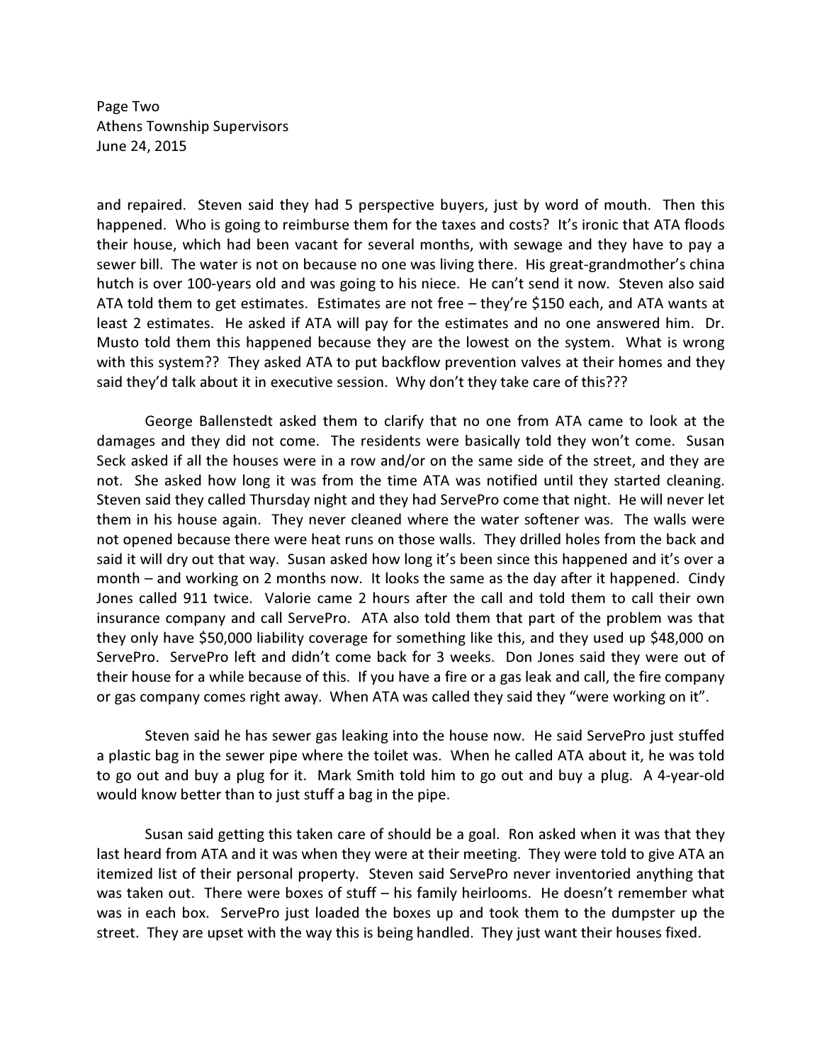and repaired. Steven said they had 5 perspective buyers, just by word of mouth. Then this happened. Who is going to reimburse them for the taxes and costs? It's ironic that ATA floods their house, which had been vacant for several months, with sewage and they have to pay a sewer bill. The water is not on because no one was living there. His great-grandmother's china hutch is over 100-years old and was going to his niece. He can't send it now. Steven also said ATA told them to get estimates. Estimates are not free – they're $150 each, and ATA wants at least 2 estimates. He asked if ATA will pay for the estimates and no one answered him. Dr. Musto told them this happened because they are the lowest on the system. What is wrong with this system?? They asked ATA to put backflow prevention valves at their homes and they said they'd talk about it in executive session. Why don't they take care of this???

George Ballenstedt asked them to clarify that no one from ATA came to look at the damages and they did not come. The residents were basically told they won't come. Susan Seck asked if all the houses were in a row and/or on the same side of the street, and they are not. She asked how long it was from the time ATA was notified until they started cleaning. Steven said they called Thursday night and they had ServePro come that night. He will never let them in his house again. They never cleaned where the water softener was. The walls were not opened because there were heat runs on those walls. They drilled holes from the back and said it will dry out that way. Susan asked how long it's been since this happened and it's over a month – and working on 2 months now. It looks the same as the day after it happened. Cindy Jones called 911 twice. Valorie came 2 hours after the call and told them to call their own insurance company and call ServePro. ATA also told them that part of the problem was that they only have $50,000 liability coverage for something like this, and they used up $48,000 on ServePro. ServePro left and didn't come back for 3 weeks. Don Jones said they were out of their house for a while because of this. If you have a fire or a gas leak and call, the fire company or gas company comes right away. When ATA was called they said they "were working on it".

Steven said he has sewer gas leaking into the house now. He said ServePro just stuffed a plastic bag in the sewer pipe where the toilet was. When he called ATA about it, he was told to go out and buy a plug for it. Mark Smith told him to go out and buy a plug. A 4-year-old would know better than to just stuff a bag in the pipe.

Susan said getting this taken care of should be a goal. Ron asked when it was that they last heard from ATA and it was when they were at their meeting. They were told to give ATA an itemized list of their personal property. Steven said ServePro never inventoried anything that was taken out. There were boxes of stuff – his family heirlooms. He doesn't remember what was in each box. ServePro just loaded the boxes up and took them to the dumpster up the street. They are upset with the way this is being handled. They just want their houses fixed.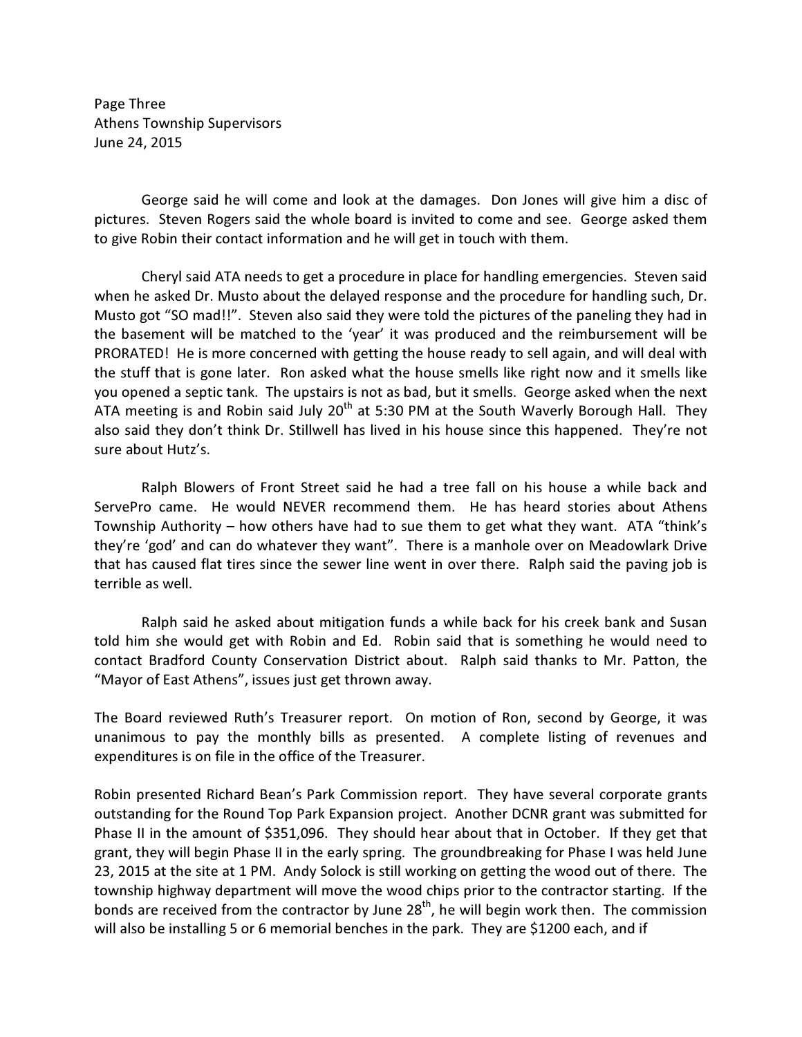George said he will come and look at the damages. Don Jones will give him a disc of pictures. Steven Rogers said the whole board is invited to come and see. George asked them to give Robin their contact information and he will get in touch with them.

Cheryl said ATA needs to get a procedure in place for handling emergencies. Steven said when he asked Dr. Musto about the delayed response and the procedure for handling such, Dr. Musto got "SO mad!!". Steven also said they were told the pictures of the paneling they had in the basement will be matched to the 'year' it was produced and the reimbursement will be PRORATED! He is more concerned with getting the house ready to sell again, and will deal with the stuff that is gone later. Ron asked what the house smells like right now and it smells like you opened a septic tank. The upstairs is not as bad, but it smells. George asked when the next ATA meeting is and Robin said July 20th at 5:30 PM at the South Waverly Borough Hall. They also said they don't think Dr. Stillwell has lived in his house since this happened. They're not sure about Hutz's.

Ralph Blowers of Front Street said he had a tree fall on his house a while back and ServePro came. He would NEVER recommend them. He has heard stories about Athens Township Authority – how others have had to sue them to get what they want. ATA "think's they're 'god' and can do whatever they want". There is a manhole over on Meadowlark Drive that has caused flat tires since the sewer line went in over there. Ralph said the paving job is terrible as well.

Ralph said he asked about mitigation funds a while back for his creek bank and Susan told him she would get with Robin and Ed. Robin said that is something he would need to contact Bradford County Conservation District about. Ralph said thanks to Mr. Patton, the "Mayor of East Athens", issues just get thrown away.

The Board reviewed Ruth's Treasurer report. On motion of Ron, second by George, it was unanimous to pay the monthly bills as presented. A complete listing of revenues and expenditures is on file in the office of the Treasurer.

Robin presented Richard Bean's Park Commission report. They have several corporate grants outstanding for the Round Top Park Expansion project. Another DCNR grant was submitted for Phase II in the amount of $351,096. They should hear about that in October. If they get that grant, they will begin Phase II in the early spring. The groundbreaking for Phase I was held June 23, 2015 at the site at 1 PM. Andy Solock is still working on getting the wood out of there. The township highway department will move the wood chips prior to the contractor starting. If the bonds are received from the contractor by June 28th, he will begin work then. The commission will also be installing 5 or 6 memorial benches in the park. They are $1200 each, and if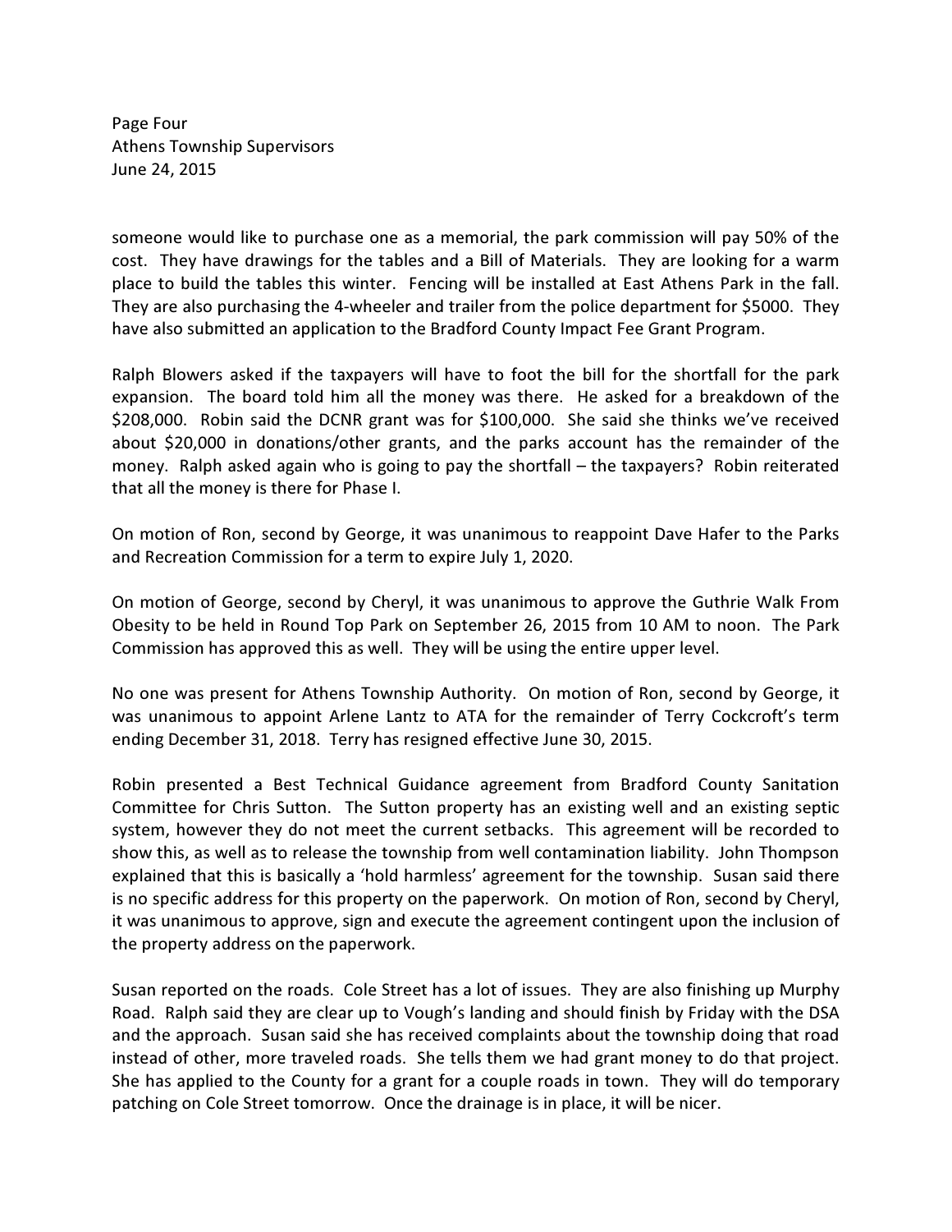someone would like to purchase one as a memorial, the park commission will pay 50% of the cost. They have drawings for the tables and a Bill of Materials. They are looking for a warm place to build the tables this winter. Fencing will be installed at East Athens Park in the fall. They are also purchasing the 4-wheeler and trailer from the police department for $5000. They have also submitted an application to the Bradford County Impact Fee Grant Program.

Ralph Blowers asked if the taxpayers will have to foot the bill for the shortfall for the park expansion. The board told him all the money was there. He asked for a breakdown of the $208,000. Robin said the DCNR grant was for $100,000. She said she thinks we've received about $20,000 in donations/other grants, and the parks account has the remainder of the money. Ralph asked again who is going to pay the shortfall – the taxpayers? Robin reiterated that all the money is there for Phase I.

On motion of Ron, second by George, it was unanimous to reappoint Dave Hafer to the Parks and Recreation Commission for a term to expire July 1, 2020.

On motion of George, second by Cheryl, it was unanimous to approve the Guthrie Walk From Obesity to be held in Round Top Park on September 26, 2015 from 10 AM to noon. The Park Commission has approved this as well. They will be using the entire upper level.

No one was present for Athens Township Authority. On motion of Ron, second by George, it was unanimous to appoint Arlene Lantz to ATA for the remainder of Terry Cockcroft's term ending December 31, 2018. Terry has resigned effective June 30, 2015.

Robin presented a Best Technical Guidance agreement from Bradford County Sanitation Committee for Chris Sutton. The Sutton property has an existing well and an existing septic system, however they do not meet the current setbacks. This agreement will be recorded to show this, as well as to release the township from well contamination liability. John Thompson explained that this is basically a 'hold harmless' agreement for the township. Susan said there is no specific address for this property on the paperwork. On motion of Ron, second by Cheryl, it was unanimous to approve, sign and execute the agreement contingent upon the inclusion of the property address on the paperwork.

Susan reported on the roads. Cole Street has a lot of issues. They are also finishing up Murphy Road. Ralph said they are clear up to Vough's landing and should finish by Friday with the DSA and the approach. Susan said she has received complaints about the township doing that road instead of other, more traveled roads. She tells them we had grant money to do that project. She has applied to the County for a grant for a couple roads in town. They will do temporary patching on Cole Street tomorrow. Once the drainage is in place, it will be nicer.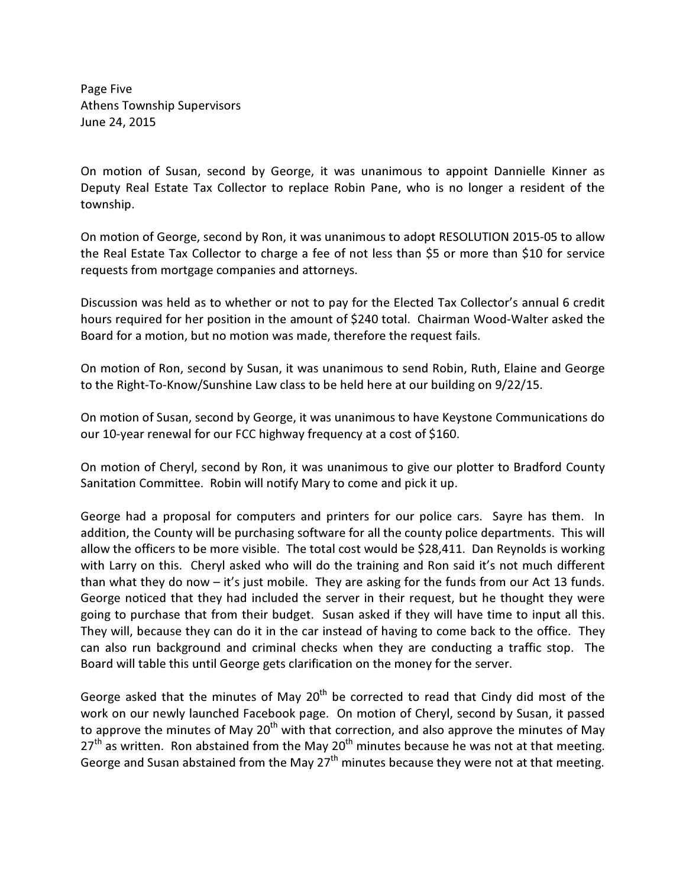On motion of Susan, second by George, it was unanimous to appoint Dannielle Kinner as Deputy Real Estate Tax Collector to replace Robin Pane, who is no longer a resident of the township.

On motion of George, second by Ron, it was unanimous to adopt RESOLUTION 2015-05 to allow the Real Estate Tax Collector to charge a fee of not less than $5 or more than $10 for service requests from mortgage companies and attorneys.

Discussion was held as to whether or not to pay for the Elected Tax Collector's annual 6 credit hours required for her position in the amount of $240 total. Chairman Wood-Walter asked the Board for a motion, but no motion was made, therefore the request fails.

On motion of Ron, second by Susan, it was unanimous to send Robin, Ruth, Elaine and George to the Right-To-Know/Sunshine Law class to be held here at our building on 9/22/15.

On motion of Susan, second by George, it was unanimous to have Keystone Communications do our 10-year renewal for our FCC highway frequency at a cost of $160.

On motion of Cheryl, second by Ron, it was unanimous to give our plotter to Bradford County Sanitation Committee. Robin will notify Mary to come and pick it up.

George had a proposal for computers and printers for our police cars. Sayre has them. In addition, the County will be purchasing software for all the county police departments. This will allow the officers to be more visible. The total cost would be $28,411. Dan Reynolds is working with Larry on this. Cheryl asked who will do the training and Ron said it's not much different than what they do now – it's just mobile. They are asking for the funds from our Act 13 funds. George noticed that they had included the server in their request, but he thought they were going to purchase that from their budget. Susan asked if they will have time to input all this. They will, because they can do it in the car instead of having to come back to the office. They can also run background and criminal checks when they are conducting a traffic stop. The Board will table this until George gets clarification on the money for the server.

George asked that the minutes of May 20th be corrected to read that Cindy did most of the work on our newly launched Facebook page. On motion of Cheryl, second by Susan, it passed to approve the minutes of May 20th with that correction, and also approve the minutes of May 27th as written. Ron abstained from the May 20th minutes because he was not at that meeting. George and Susan abstained from the May 27th minutes because they were not at that meeting.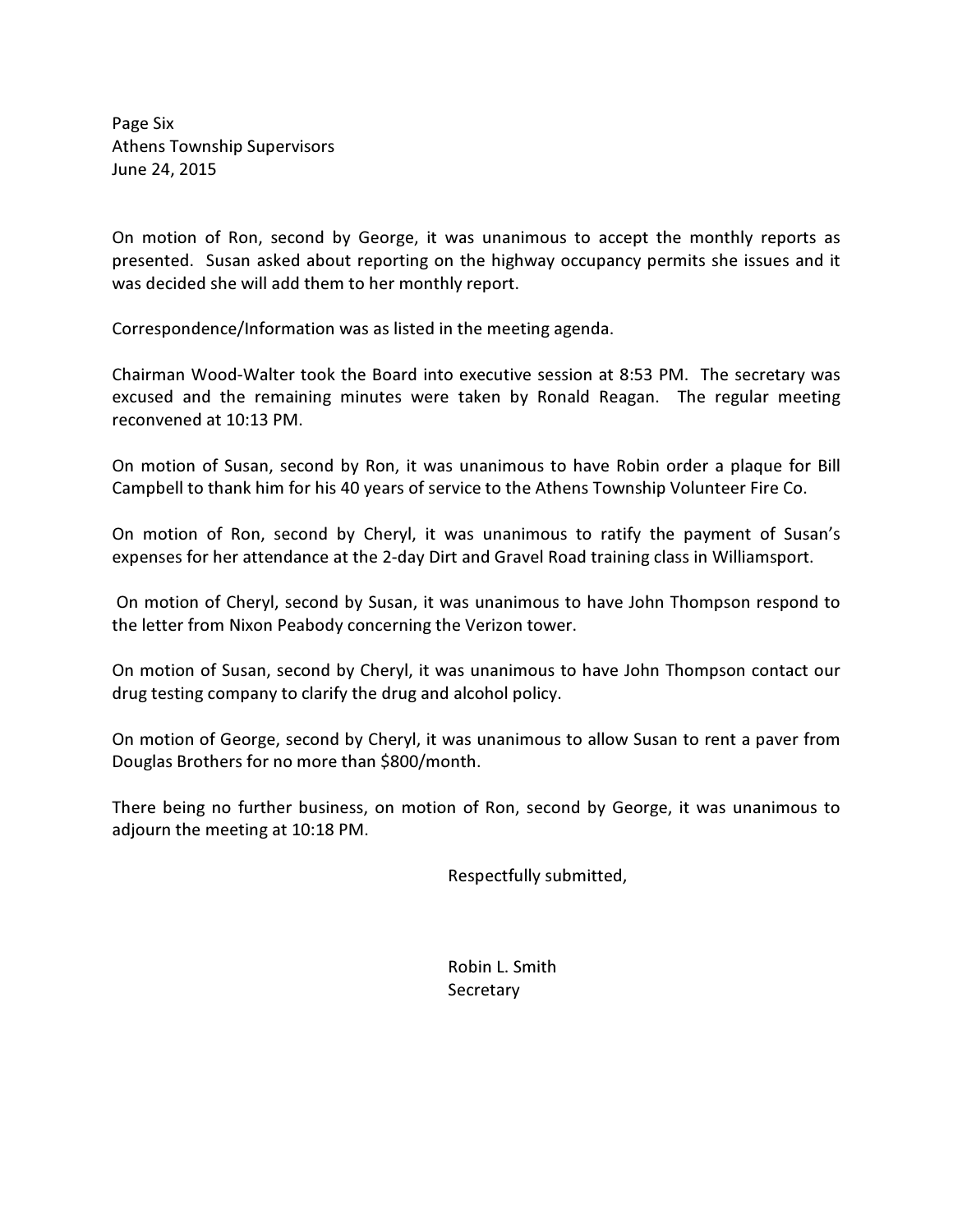On motion of Ron, second by George, it was unanimous to accept the monthly reports as presented. Susan asked about reporting on the highway occupancy permits she issues and it was decided she will add them to her monthly report.

Correspondence/Information was as listed in the meeting agenda.

Chairman Wood-Walter took the Board into executive session at 8:53 PM. The secretary was excused and the remaining minutes were taken by Ronald Reagan. The regular meeting reconvened at 10:13 PM.

On motion of Susan, second by Ron, it was unanimous to have Robin order a plaque for Bill Campbell to thank him for his 40 years of service to the Athens Township Volunteer Fire Co.

On motion of Ron, second by Cheryl, it was unanimous to ratify the payment of Susan's expenses for her attendance at the 2-day Dirt and Gravel Road training class in Williamsport.

On motion of Cheryl, second by Susan, it was unanimous to have John Thompson respond to the letter from Nixon Peabody concerning the Verizon tower.

On motion of Susan, second by Cheryl, it was unanimous to have John Thompson contact our drug testing company to clarify the drug and alcohol policy.

On motion of George, second by Cheryl, it was unanimous to allow Susan to rent a paver from Douglas Brothers for no more than $800/month.

There being no further business, on motion of Ron, second by George, it was unanimous to adjourn the meeting at 10:18 PM.

Respectfully submitted,

Robin L. Smith
Secretary